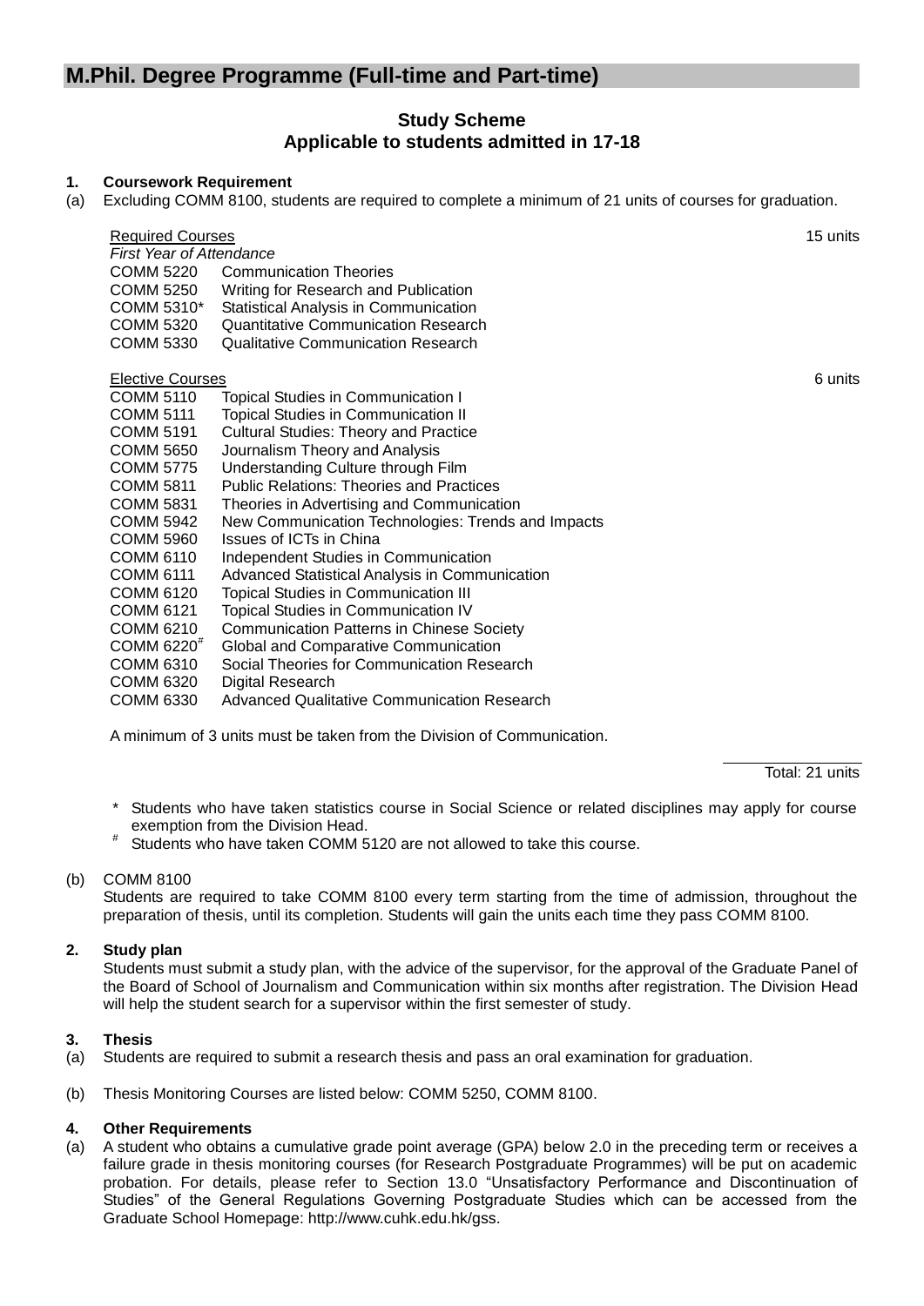## M.Phil. Degree Programme (Full-time and Part-time)

### Study Scheme
### Applicable to students admitted in 17-18

**1. Coursework Requirement**

(a) Excluding COMM 8100, students are required to complete a minimum of 21 units of courses for graduation.

| Required Courses | | 15 units |
|---|---|---|
| *First Year of Attendance* | | |
| COMM 5220 | Communication Theories | |
| COMM 5250 | Writing for Research and Publication | |
| COMM 5310* | Statistical Analysis in Communication | |
| COMM 5320 | Quantitative Communication Research | |
| COMM 5330 | Qualitative Communication Research | |

| Elective Courses | | 6 units |
|---|---|---|
| COMM 5110 | Topical Studies in Communication I | |
| COMM 5111 | Topical Studies in Communication II | |
| COMM 5191 | Cultural Studies: Theory and Practice | |
| COMM 5650 | Journalism Theory and Analysis | |
| COMM 5775 | Understanding Culture through Film | |
| COMM 5811 | Public Relations: Theories and Practices | |
| COMM 5831 | Theories in Advertising and Communication | |
| COMM 5942 | New Communication Technologies: Trends and Impacts | |
| COMM 5960 | Issues of ICTs in China | |
| COMM 6110 | Independent Studies in Communication | |
| COMM 6111 | Advanced Statistical Analysis in Communication | |
| COMM 6120 | Topical Studies in Communication III | |
| COMM 6121 | Topical Studies in Communication IV | |
| COMM 6210 | Communication Patterns in Chinese Society | |
| COMM 6220# | Global and Comparative Communication | |
| COMM 6310 | Social Theories for Communication Research | |
| COMM 6320 | Digital Research | |
| COMM 6330 | Advanced Qualitative Communication Research | |

A minimum of 3 units must be taken from the Division of Communication.

Total: 21 units

\* Students who have taken statistics course in Social Science or related disciplines may apply for course exemption from the Division Head.

\# Students who have taken COMM 5120 are not allowed to take this course.

(b) COMM 8100

Students are required to take COMM 8100 every term starting from the time of admission, throughout the preparation of thesis, until its completion. Students will gain the units each time they pass COMM 8100.

**2. Study plan**

Students must submit a study plan, with the advice of the supervisor, for the approval of the Graduate Panel of the Board of School of Journalism and Communication within six months after registration. The Division Head will help the student search for a supervisor within the first semester of study.

**3. Thesis**

(a) Students are required to submit a research thesis and pass an oral examination for graduation.

(b) Thesis Monitoring Courses are listed below: COMM 5250, COMM 8100.

**4. Other Requirements**

(a) A student who obtains a cumulative grade point average (GPA) below 2.0 in the preceding term or receives a failure grade in thesis monitoring courses (for Research Postgraduate Programmes) will be put on academic probation. For details, please refer to Section 13.0 "Unsatisfactory Performance and Discontinuation of Studies" of the General Regulations Governing Postgraduate Studies which can be accessed from the Graduate School Homepage: http://www.cuhk.edu.hk/gss.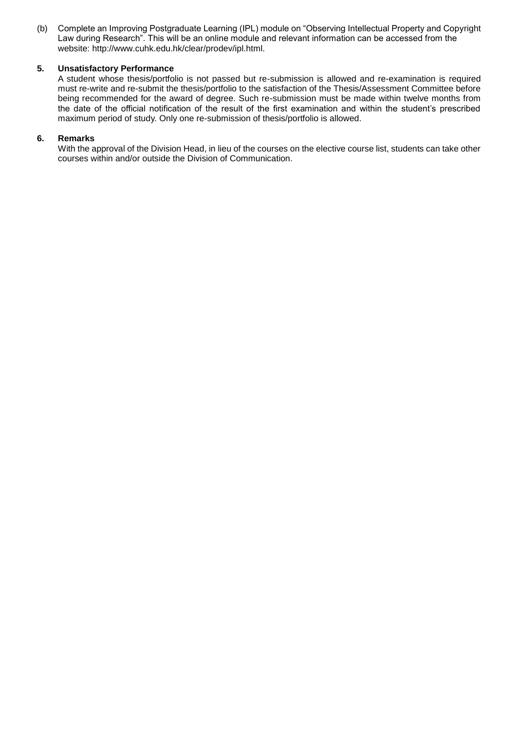(b) Complete an Improving Postgraduate Learning (IPL) module on “Observing Intellectual Property and Copyright Law during Research”. This will be an online module and relevant information can be accessed from the website: http://www.cuhk.edu.hk/clear/prodev/ipl.html.

**5. Unsatisfactory Performance**

A student whose thesis/portfolio is not passed but re-submission is allowed and re-examination is required must re-write and re-submit the thesis/portfolio to the satisfaction of the Thesis/Assessment Committee before being recommended for the award of degree. Such re-submission must be made within twelve months from the date of the official notification of the result of the first examination and within the student’s prescribed maximum period of study. Only one re-submission of thesis/portfolio is allowed.

**6. Remarks**

With the approval of the Division Head, in lieu of the courses on the elective course list, students can take other courses within and/or outside the Division of Communication.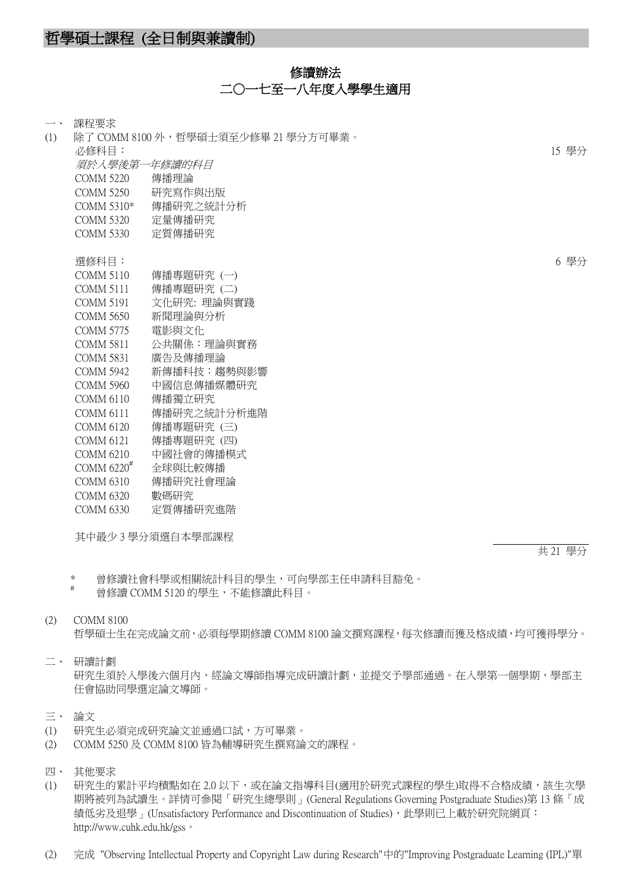# 哲學碩士課程 (全日制與兼讀制)

## 修讀辦法
## 二〇一七至一八年度入學學生適用

一、 課程要求

(1) 除了 COMM 8100 外，哲學碩士須至少修畢 21 學分方可畢業。

必修科目： 15 學分

*須於入學後第一年修讀的科目*

| | |
|---|---|
| COMM 5220 | 傳播理論 |
| COMM 5250 | 研究寫作與出版 |
| COMM 5310* | 傳播研究之統計分析 |
| COMM 5320 | 定量傳播研究 |
| COMM 5330 | 定質傳播研究 |

選修科目： 6 學分

| | |
|---|---|
| COMM 5110 | 傳播專題研究 (一) |
| COMM 5111 | 傳播專題研究 (二) |
| COMM 5191 | 文化研究: 理論與實踐 |
| COMM 5650 | 新聞理論與分析 |
| COMM 5775 | 電影與文化 |
| COMM 5811 | 公共關係：理論與實務 |
| COMM 5831 | 廣告及傳播理論 |
| COMM 5942 | 新傳播科技：趨勢與影響 |
| COMM 5960 | 中國信息傳播媒體研究 |
| COMM 6110 | 傳播獨立研究 |
| COMM 6111 | 傳播研究之統計分析進階 |
| COMM 6120 | 傳播專題研究 (三) |
| COMM 6121 | 傳播專題研究 (四) |
| COMM 6210 | 中國社會的傳播模式 |
| COMM 6220# | 全球與比較傳播 |
| COMM 6310 | 傳播研究社會理論 |
| COMM 6320 | 數碼研究 |
| COMM 6330 | 定質傳播研究進階 |

其中最少 3 學分須選自本學部課程

共 21 學分

\* 曾修讀社會科學或相關統計科目的學生，可向學部主任申請科目豁免。
\# 曾修讀 COMM 5120 的學生，不能修讀此科目。

(2) COMM 8100
哲學碩士生在完成論文前，必須每學期修讀 COMM 8100 論文撰寫課程，每次修讀而獲及格成績，均可獲得學分。

二、 研讀計劃

研究生須於入學後六個月內，經論文導師指導完成研讀計劃，並提交予學部通過。在入學第一個學期，學部主任會協助同學選定論文導師。

三、 論文

(1) 研究生必須完成研究論文並通過口試，方可畢業。
(2) COMM 5250 及 COMM 8100 皆為輔導研究生撰寫論文的課程。

四、 其他要求

(1) 研究生的累計平均積點如在 2.0 以下，或在論文指導科目(適用於研究式課程的學生)取得不合格成績，該生次學期將被列為試讀生。詳情可參閱「研究生總學則」(General Regulations Governing Postgraduate Studies)第 13 條「成績低劣及退學」(Unsatisfactory Performance and Discontinuation of Studies)，此學則已上載於研究院網頁：http://www.cuhk.edu.hk/gss。

(2) 完成 "Observing Intellectual Property and Copyright Law during Research"中的"Improving Postgraduate Learning (IPL)"單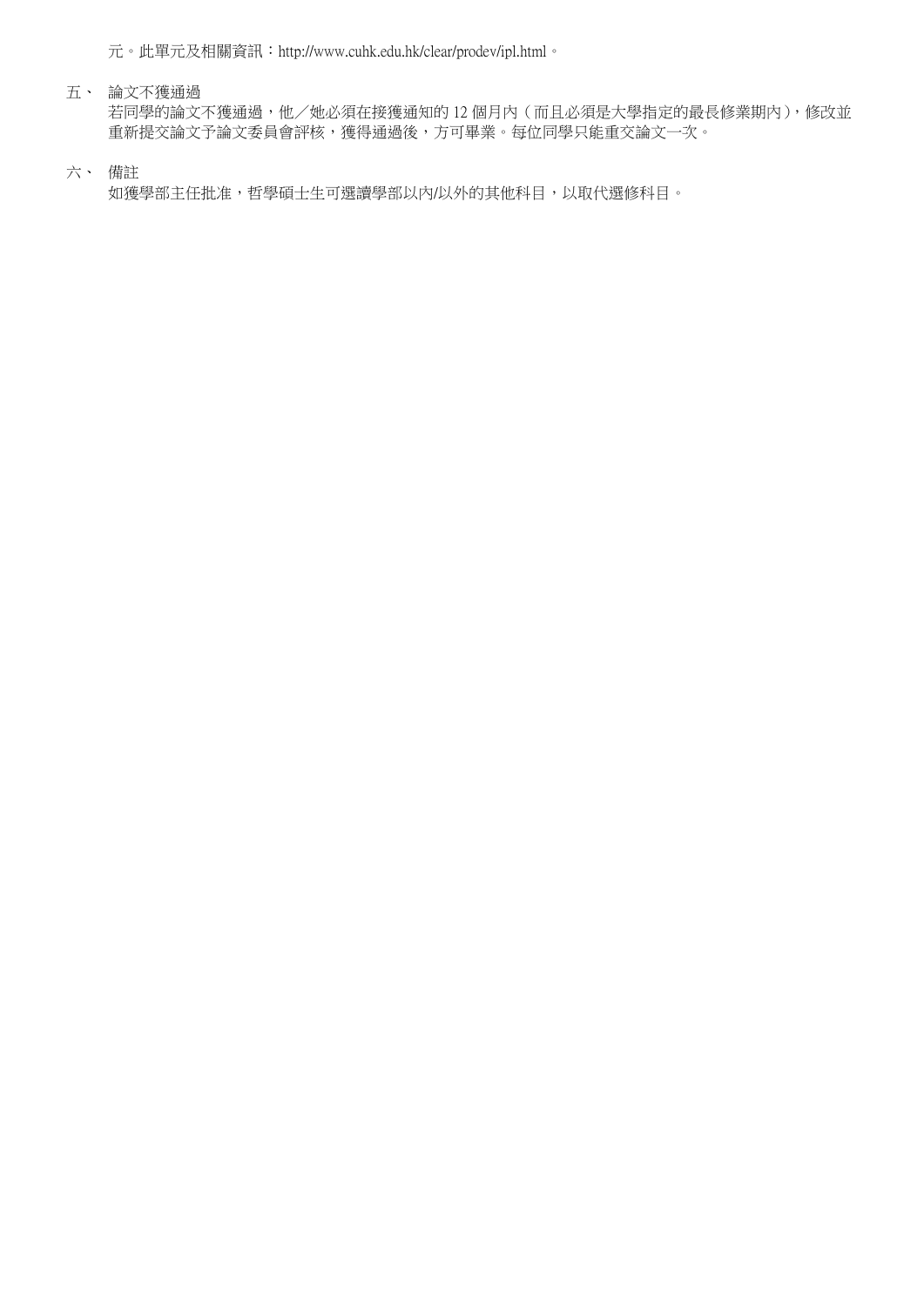元。此單元及相關資訊：http://www.cuhk.edu.hk/clear/prodev/ipl.html。

五、 論文不獲通過

若同學的論文不獲通過，他／她必須在接獲通知的 12 個月內（而且必須是大學指定的最長修業期內），修改並重新提交論文予論文委員會評核，獲得通過後，方可畢業。每位同學只能重交論文一次。

六、 備註

如獲學部主任批准，哲學碩士生可選讀學部以內/以外的其他科目，以取代選修科目。